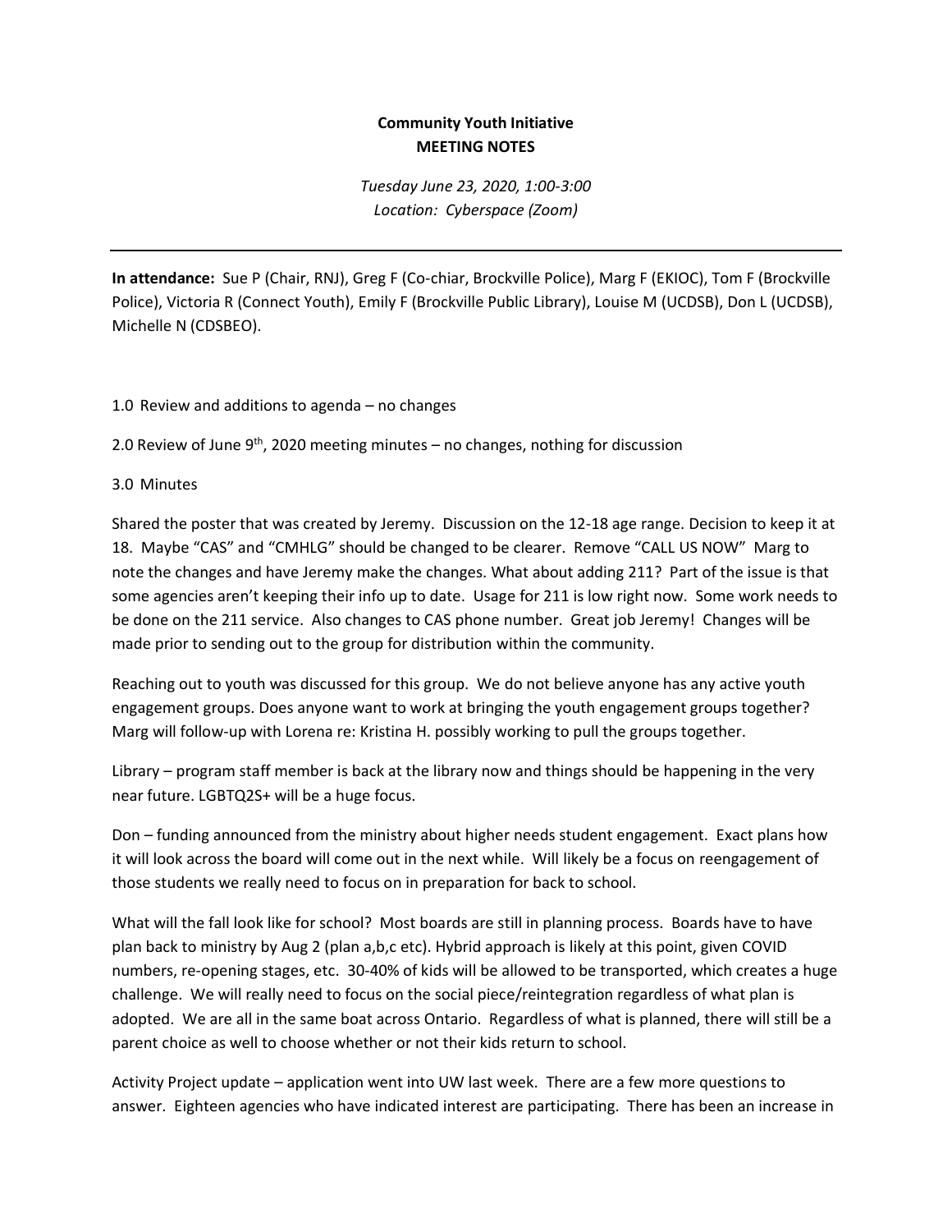**Community Youth Initiative**
**MEETING NOTES**

*Tuesday June 23, 2020, 1:00-3:00*
*Location: Cyberspace (Zoom)*

---

**In attendance:** Sue P (Chair, RNJ), Greg F (Co-chiar, Brockville Police), Marg F (EKIOC), Tom F (Brockville Police), Victoria R (Connect Youth), Emily F (Brockville Public Library), Louise M (UCDSB), Don L (UCDSB), Michelle N (CDSBEO).

1.0 Review and additions to agenda – no changes

2.0 Review of June 9th, 2020 meeting minutes – no changes, nothing for discussion

3.0 Minutes

Shared the poster that was created by Jeremy. Discussion on the 12-18 age range. Decision to keep it at 18. Maybe "CAS" and "CMHLG" should be changed to be clearer. Remove "CALL US NOW" Marg to note the changes and have Jeremy make the changes. What about adding 211? Part of the issue is that some agencies aren't keeping their info up to date. Usage for 211 is low right now. Some work needs to be done on the 211 service. Also changes to CAS phone number. Great job Jeremy! Changes will be made prior to sending out to the group for distribution within the community.

Reaching out to youth was discussed for this group. We do not believe anyone has any active youth engagement groups. Does anyone want to work at bringing the youth engagement groups together? Marg will follow-up with Lorena re: Kristina H. possibly working to pull the groups together.

Library – program staff member is back at the library now and things should be happening in the very near future. LGBTQ2S+ will be a huge focus.

Don – funding announced from the ministry about higher needs student engagement. Exact plans how it will look across the board will come out in the next while. Will likely be a focus on reengagement of those students we really need to focus on in preparation for back to school.

What will the fall look like for school? Most boards are still in planning process. Boards have to have plan back to ministry by Aug 2 (plan a,b,c etc). Hybrid approach is likely at this point, given COVID numbers, re-opening stages, etc. 30-40% of kids will be allowed to be transported, which creates a huge challenge. We will really need to focus on the social piece/reintegration regardless of what plan is adopted. We are all in the same boat across Ontario. Regardless of what is planned, there will still be a parent choice as well to choose whether or not their kids return to school.

Activity Project update – application went into UW last week. There are a few more questions to answer. Eighteen agencies who have indicated interest are participating. There has been an increase in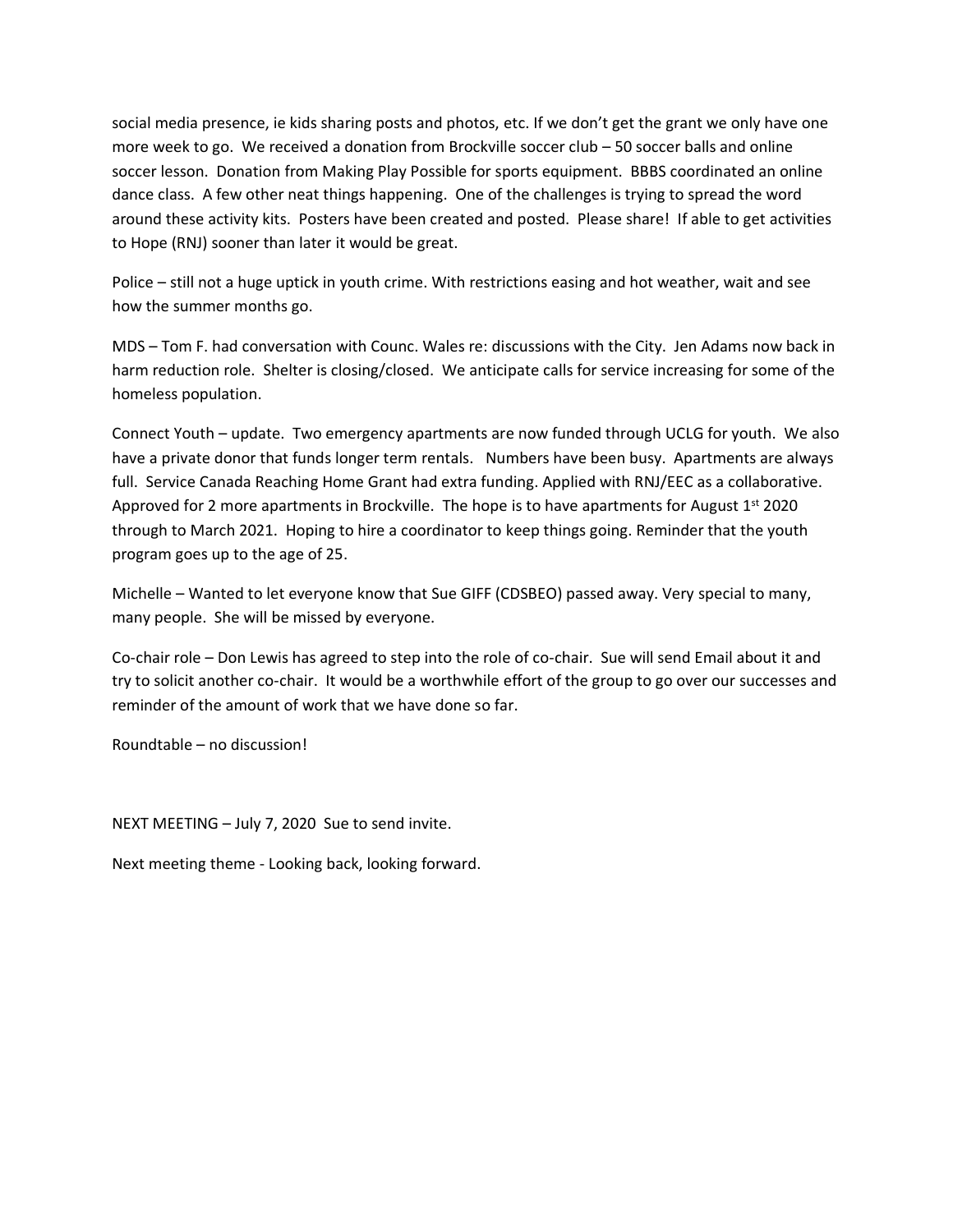social media presence, ie kids sharing posts and photos, etc. If we don't get the grant we only have one more week to go. We received a donation from Brockville soccer club – 50 soccer balls and online soccer lesson. Donation from Making Play Possible for sports equipment. BBBS coordinated an online dance class. A few other neat things happening. One of the challenges is trying to spread the word around these activity kits. Posters have been created and posted. Please share! If able to get activities to Hope (RNJ) sooner than later it would be great.

Police – still not a huge uptick in youth crime. With restrictions easing and hot weather, wait and see how the summer months go.

MDS – Tom F. had conversation with Counc. Wales re: discussions with the City. Jen Adams now back in harm reduction role. Shelter is closing/closed. We anticipate calls for service increasing for some of the homeless population.

Connect Youth – update. Two emergency apartments are now funded through UCLG for youth. We also have a private donor that funds longer term rentals. Numbers have been busy. Apartments are always full. Service Canada Reaching Home Grant had extra funding. Applied with RNJ/EEC as a collaborative. Approved for 2 more apartments in Brockville. The hope is to have apartments for August 1st 2020 through to March 2021. Hoping to hire a coordinator to keep things going. Reminder that the youth program goes up to the age of 25.

Michelle – Wanted to let everyone know that Sue GIFF (CDSBEO) passed away. Very special to many, many people. She will be missed by everyone.

Co-chair role – Don Lewis has agreed to step into the role of co-chair. Sue will send Email about it and try to solicit another co-chair. It would be a worthwhile effort of the group to go over our successes and reminder of the amount of work that we have done so far.

Roundtable – no discussion!

NEXT MEETING – July 7, 2020 Sue to send invite.

Next meeting theme - Looking back, looking forward.